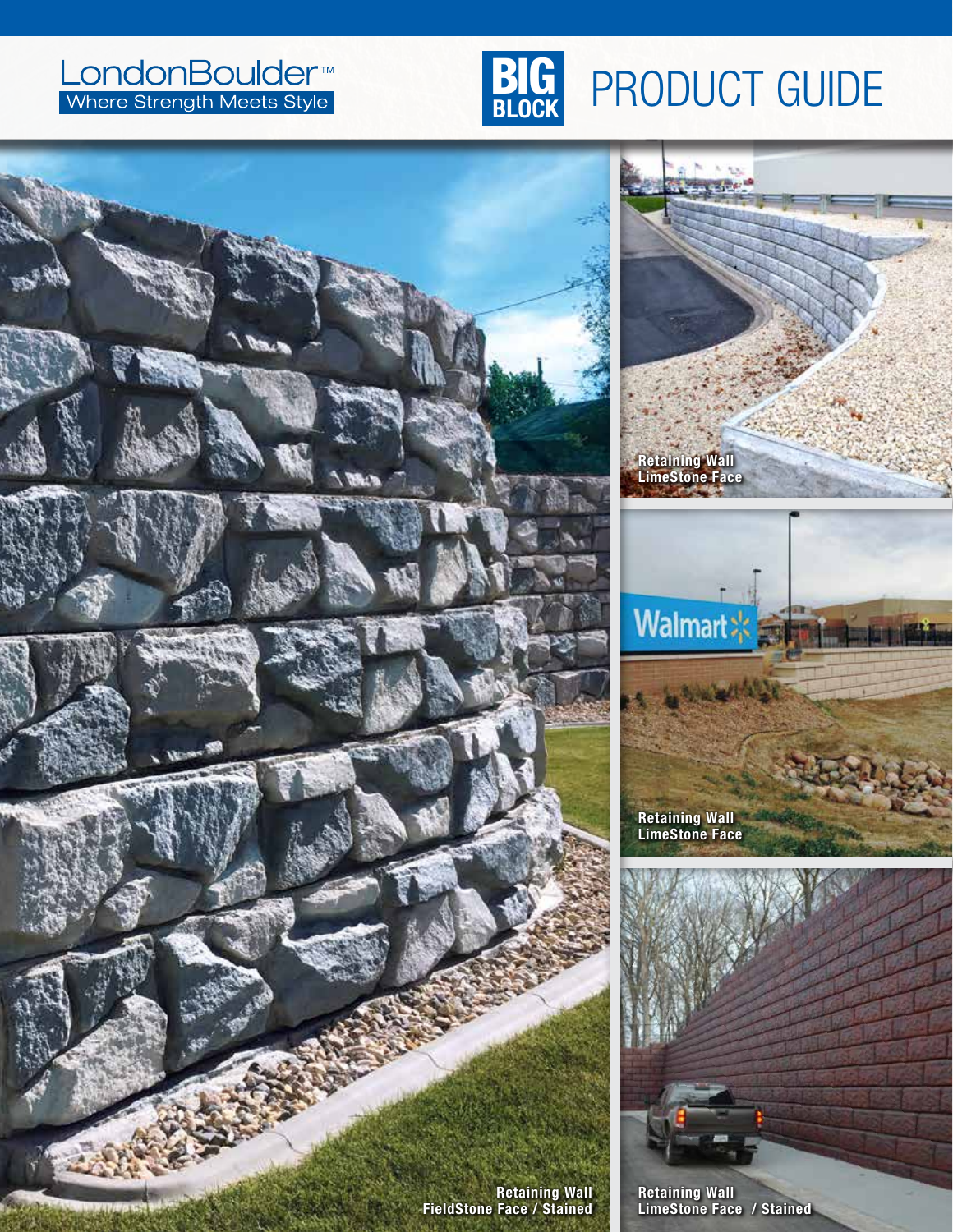LondonBoulder™

Where Strength Meets Style

# BIG BLOCK PRODUCT GUIDE

Retaining Wall
LimeStone Face

Retaining Wall
LimeStone Face

Retaining Wall
FieldStone Face / Stained

Retaining Wall
LimeStone Face / Stained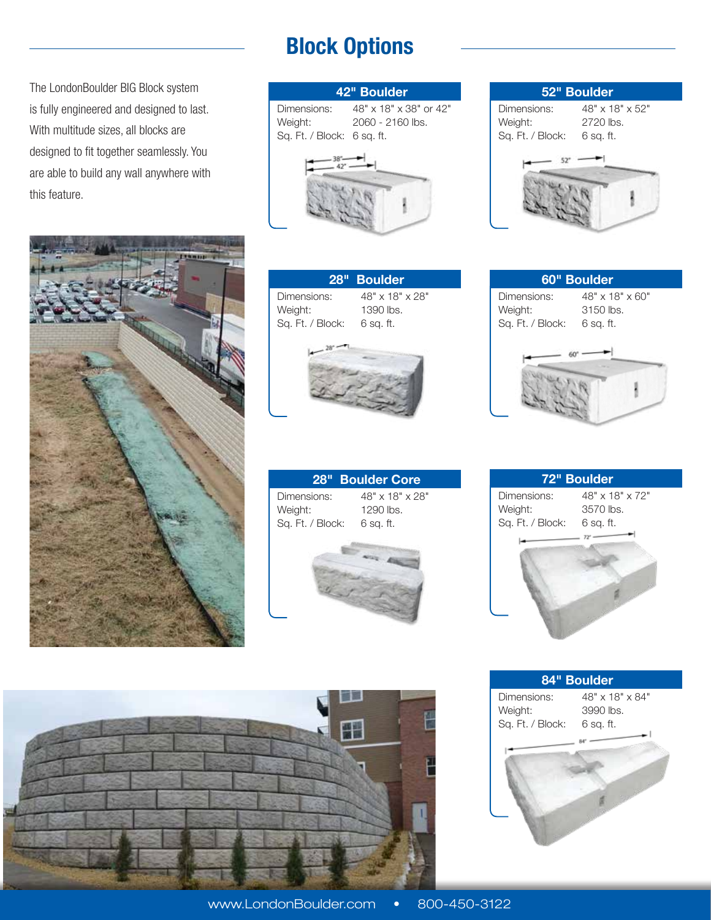# Block Options

The LondonBoulder BIG Block system is fully engineered and designed to last. With multitude sizes, all blocks are designed to fit together seamlessly. You are able to build any wall anywhere with this feature.

### 42" Boulder

| | |
|---|---|
| Dimensions: | 48" x 18" x 38" or 42" |
| Weight: | 2060 - 2160 lbs. |
| Sq. Ft. / Block: | 6 sq. ft. |

### 52" Boulder

| | |
|---|---|
| Dimensions: | 48" x 18" x 52" |
| Weight: | 2720 lbs. |
| Sq. Ft. / Block: | 6 sq. ft. |

### 28" Boulder

| | |
|---|---|
| Dimensions: | 48" x 18" x 28" |
| Weight: | 1390 lbs. |
| Sq. Ft. / Block: | 6 sq. ft. |

### 60" Boulder

| | |
|---|---|
| Dimensions: | 48" x 18" x 60" |
| Weight: | 3150 lbs. |
| Sq. Ft. / Block: | 6 sq. ft. |

### 28" Boulder Core

| | |
|---|---|
| Dimensions: | 48" x 18" x 28" |
| Weight: | 1290 lbs. |
| Sq. Ft. / Block: | 6 sq. ft. |

### 72" Boulder

| | |
|---|---|
| Dimensions: | 48" x 18" x 72" |
| Weight: | 3570 lbs. |
| Sq. Ft. / Block: | 6 sq. ft. |

### 84" Boulder

| | |
|---|---|
| Dimensions: | 48" x 18" x 84" |
| Weight: | 3990 lbs. |
| Sq. Ft. / Block: | 6 sq. ft. |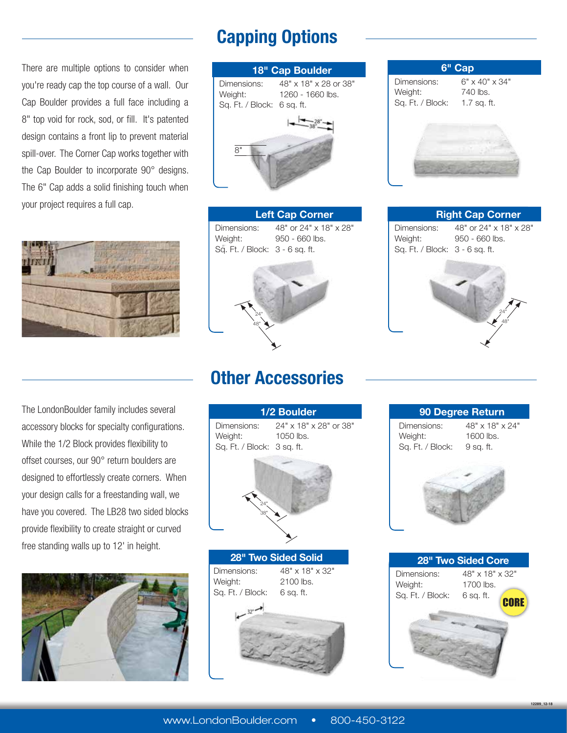## Capping Options

There are multiple options to consider when you're ready cap the top course of a wall. Our Cap Boulder provides a full face including a 8" top void for rock, sod, or fill. It's patented design contains a front lip to prevent material spill-over. The Corner Cap works together with the Cap Boulder to incorporate 90° designs. The 6" Cap adds a solid finishing touch when your project requires a full cap.

### 18" Cap Boulder

| | |
|---|---|
| Dimensions: | 48" x 18" x 28 or 38" |
| Weight: | 1260 - 1660 lbs. |
| Sq. Ft. / Block: | 6 sq. ft. |

### 6" Cap

| | |
|---|---|
| Dimensions: | 6" x 40" x 34" |
| Weight: | 740 lbs. |
| Sq. Ft. / Block: | 1.7 sq. ft. |

### Left Cap Corner

| | |
|---|---|
| Dimensions: | 48" or 24" x 18" x 28" |
| Weight: | 950 - 660 lbs. |
| Sq. Ft. / Block: | 3 - 6 sq. ft. |

### Right Cap Corner

| | |
|---|---|
| Dimensions: | 48" or 24" x 18" x 28" |
| Weight: | 950 - 660 lbs. |
| Sq. Ft. / Block: | 3 - 6 sq. ft. |

## Other Accessories

The LondonBoulder family includes several accessory blocks for specialty configurations. While the 1/2 Block provides flexibility to offset courses, our 90° return boulders are designed to effortlessly create corners. When your design calls for a freestanding wall, we have you covered. The LB28 two sided blocks provide flexibility to create straight or curved free standing walls up to 12' in height.

### 1/2 Boulder

| | |
|---|---|
| Dimensions: | 24" x 18" x 28" or 38" |
| Weight: | 1050 lbs. |
| Sq. Ft. / Block: | 3 sq. ft. |

### 90 Degree Return

| | |
|---|---|
| Dimensions: | 48" x 18" x 24" |
| Weight: | 1600 lbs. |
| Sq. Ft. / Block: | 9 sq. ft. |

### 28" Two Sided Solid

| | |
|---|---|
| Dimensions: | 48" x 18" x 32" |
| Weight: | 2100 lbs. |
| Sq. Ft. / Block: | 6 sq. ft. |

### 28" Two Sided Core

| | |
|---|---|
| Dimensions: | 48" x 18" x 32" |
| Weight: | 1700 lbs. |
| Sq. Ft. / Block: | 6 sq. ft. |

www.LondonBoulder.com • 800-450-3122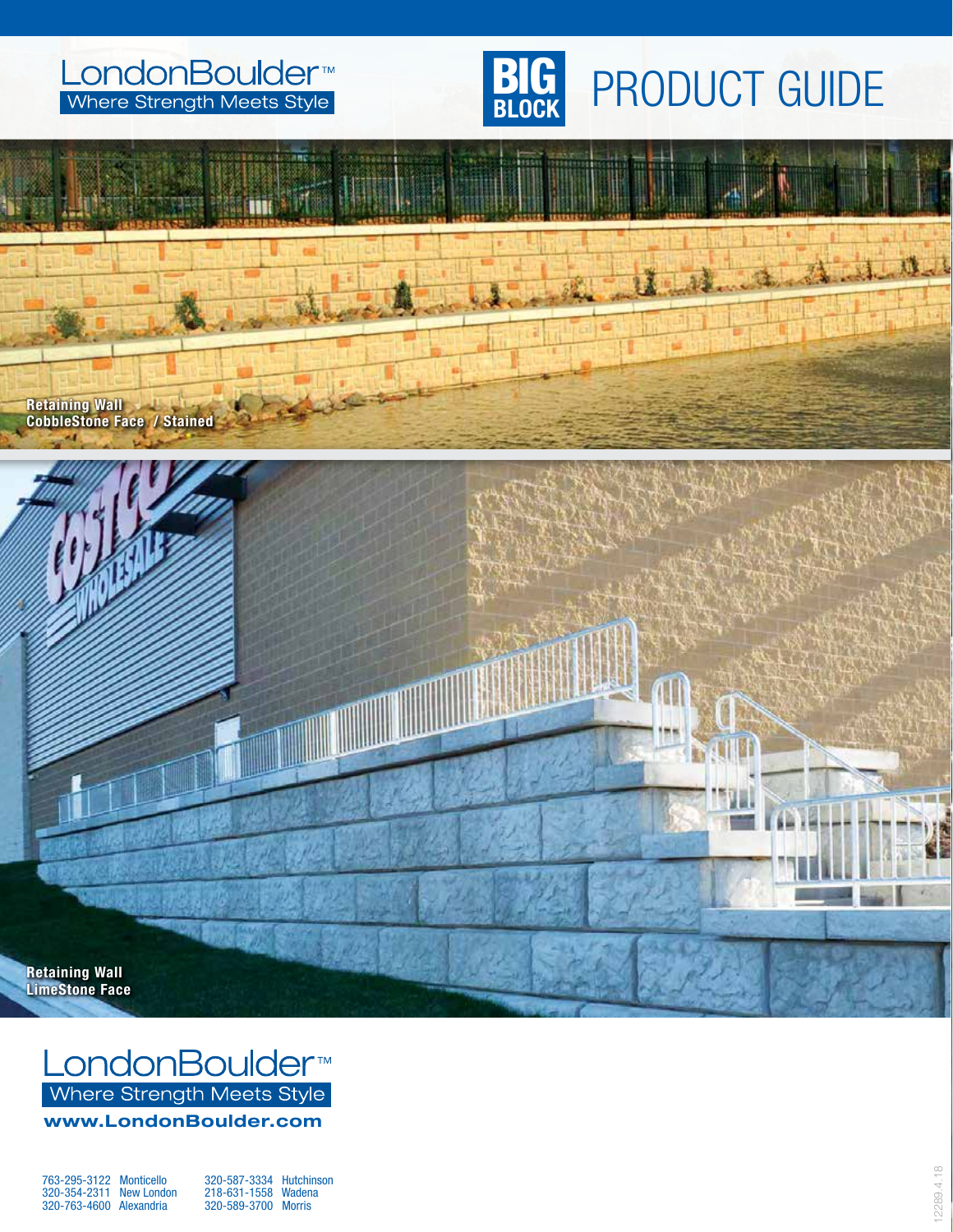LondonBoulder™
Where Strength Meets Style

# BIG BLOCK PRODUCT GUIDE

Retaining Wall
CobbleStone Face / Stained

Retaining Wall
LimeStone Face

LondonBoulder™
Where Strength Meets Style
**www.LondonBoulder.com**

| | | | |
|---|---|---|---|
| 763-295-3122 | Monticello | 320-587-3334 | Hutchinson |
| 320-354-2311 | New London | 218-631-1558 | Wadena |
| 320-763-4600 | Alexandria | 320-589-3700 | Morris |

12289.4.18